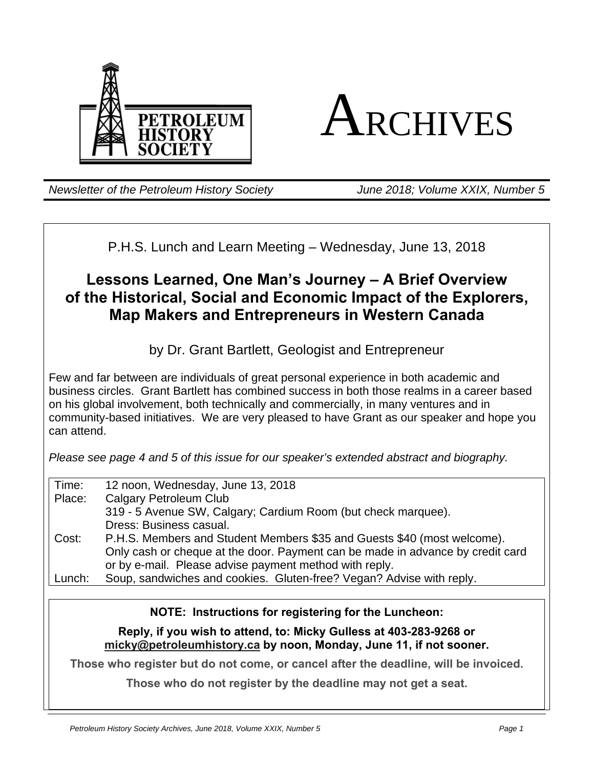# ARCHIVES

PETROLEUM HISTORY SOCIETY

*Newsletter of the Petroleum History Society* — *June 2018; Volume XXIX, Number 5*

P.H.S. Lunch and Learn Meeting – Wednesday, June 13, 2018

## Lessons Learned, One Man's Journey – A Brief Overview of the Historical, Social and Economic Impact of the Explorers, Map Makers and Entrepreneurs in Western Canada

by Dr. Grant Bartlett, Geologist and Entrepreneur

Few and far between are individuals of great personal experience in both academic and business circles. Grant Bartlett has combined success in both those realms in a career based on his global involvement, both technically and commercially, in many ventures and in community-based initiatives. We are very pleased to have Grant as our speaker and hope you can attend.

*Please see page 4 and 5 of this issue for our speaker's extended abstract and biography.*

| | |
|---|---|
| Time: | 12 noon, Wednesday, June 13, 2018 |
| Place: | Calgary Petroleum Club<br>319 - 5 Avenue SW, Calgary; Cardium Room (but check marquee).<br>Dress: Business casual. |
| Cost: | P.H.S. Members and Student Members $35 and Guests $40 (most welcome).<br>Only cash or cheque at the door. Payment can be made in advance by credit card or by e-mail. Please advise payment method with reply. |
| Lunch: | Soup, sandwiches and cookies. Gluten-free? Vegan? Advise with reply. |

**NOTE: Instructions for registering for the Luncheon:**

**Reply, if you wish to attend, to: Micky Gulless at 403-283-9268 or micky@petroleumhistory.ca by noon, Monday, June 11, if not sooner.**

**Those who register but do not come, or cancel after the deadline, will be invoiced.**

**Those who do not register by the deadline may not get a seat.**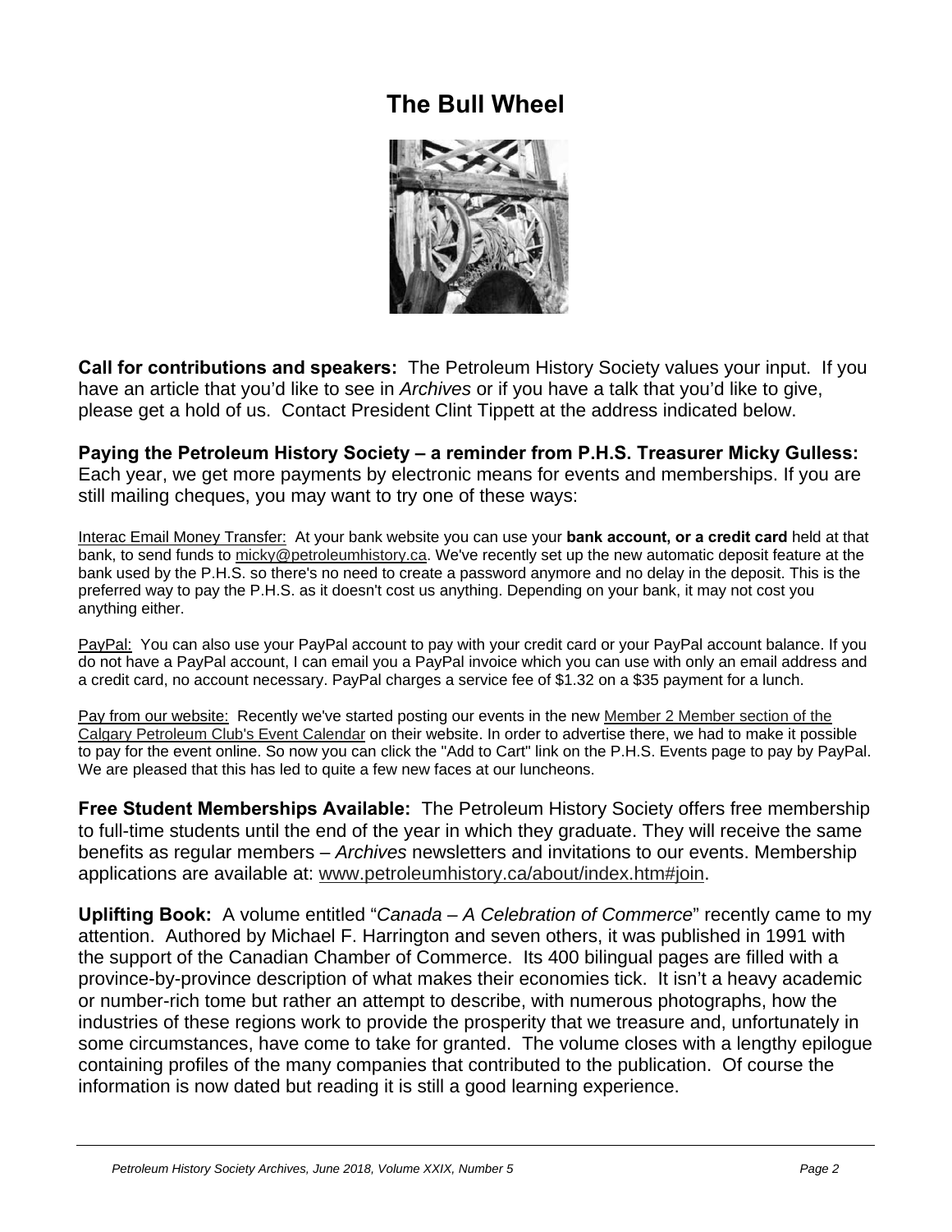# The Bull Wheel

**Call for contributions and speakers:** The Petroleum History Society values your input. If you have an article that you'd like to see in *Archives* or if you have a talk that you'd like to give, please get a hold of us. Contact President Clint Tippett at the address indicated below.

**Paying the Petroleum History Society – a reminder from P.H.S. Treasurer Micky Gulless:** Each year, we get more payments by electronic means for events and memberships. If you are still mailing cheques, you may want to try one of these ways:

Interac Email Money Transfer: At your bank website you can use your **bank account, or a credit card** held at that bank, to send funds to micky@petroleumhistory.ca. We've recently set up the new automatic deposit feature at the bank used by the P.H.S. so there's no need to create a password anymore and no delay in the deposit. This is the preferred way to pay the P.H.S. as it doesn't cost us anything. Depending on your bank, it may not cost you anything either.

PayPal: You can also use your PayPal account to pay with your credit card or your PayPal account balance. If you do not have a PayPal account, I can email you a PayPal invoice which you can use with only an email address and a credit card, no account necessary. PayPal charges a service fee of $1.32 on a $35 payment for a lunch.

Pay from our website: Recently we've started posting our events in the new Member 2 Member section of the Calgary Petroleum Club's Event Calendar on their website. In order to advertise there, we had to make it possible to pay for the event online. So now you can click the "Add to Cart" link on the P.H.S. Events page to pay by PayPal. We are pleased that this has led to quite a few new faces at our luncheons.

**Free Student Memberships Available:** The Petroleum History Society offers free membership to full-time students until the end of the year in which they graduate. They will receive the same benefits as regular members – *Archives* newsletters and invitations to our events. Membership applications are available at: www.petroleumhistory.ca/about/index.htm#join.

**Uplifting Book:** A volume entitled "*Canada – A Celebration of Commerce*" recently came to my attention. Authored by Michael F. Harrington and seven others, it was published in 1991 with the support of the Canadian Chamber of Commerce. Its 400 bilingual pages are filled with a province-by-province description of what makes their economies tick. It isn't a heavy academic or number-rich tome but rather an attempt to describe, with numerous photographs, how the industries of these regions work to provide the prosperity that we treasure and, unfortunately in some circumstances, have come to take for granted. The volume closes with a lengthy epilogue containing profiles of the many companies that contributed to the publication. Of course the information is now dated but reading it is still a good learning experience.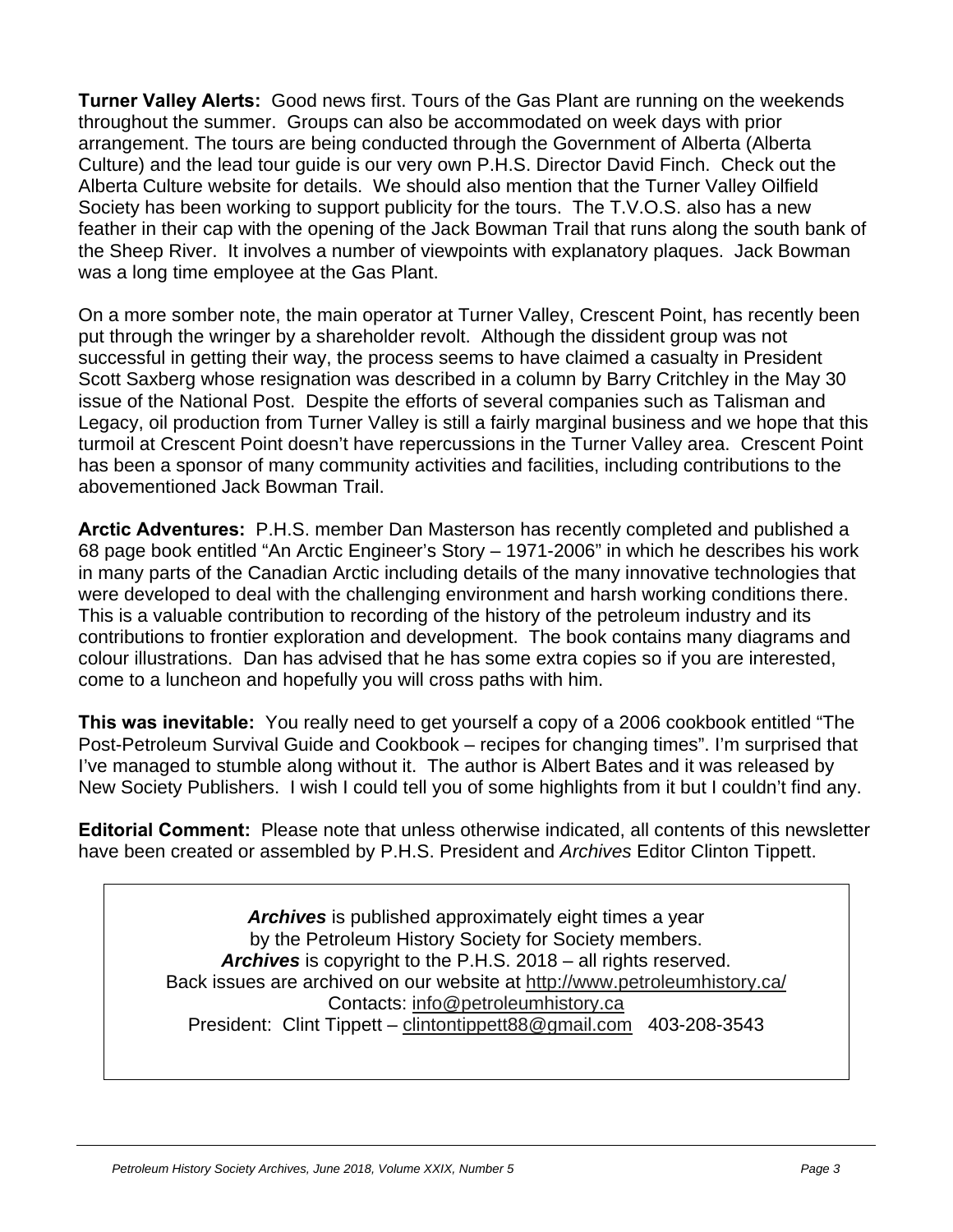**Turner Valley Alerts:** Good news first. Tours of the Gas Plant are running on the weekends throughout the summer. Groups can also be accommodated on week days with prior arrangement. The tours are being conducted through the Government of Alberta (Alberta Culture) and the lead tour guide is our very own P.H.S. Director David Finch. Check out the Alberta Culture website for details. We should also mention that the Turner Valley Oilfield Society has been working to support publicity for the tours. The T.V.O.S. also has a new feather in their cap with the opening of the Jack Bowman Trail that runs along the south bank of the Sheep River. It involves a number of viewpoints with explanatory plaques. Jack Bowman was a long time employee at the Gas Plant.

On a more somber note, the main operator at Turner Valley, Crescent Point, has recently been put through the wringer by a shareholder revolt. Although the dissident group was not successful in getting their way, the process seems to have claimed a casualty in President Scott Saxberg whose resignation was described in a column by Barry Critchley in the May 30 issue of the National Post. Despite the efforts of several companies such as Talisman and Legacy, oil production from Turner Valley is still a fairly marginal business and we hope that this turmoil at Crescent Point doesn't have repercussions in the Turner Valley area. Crescent Point has been a sponsor of many community activities and facilities, including contributions to the abovementioned Jack Bowman Trail.

**Arctic Adventures:** P.H.S. member Dan Masterson has recently completed and published a 68 page book entitled "An Arctic Engineer's Story – 1971-2006" in which he describes his work in many parts of the Canadian Arctic including details of the many innovative technologies that were developed to deal with the challenging environment and harsh working conditions there. This is a valuable contribution to recording of the history of the petroleum industry and its contributions to frontier exploration and development. The book contains many diagrams and colour illustrations. Dan has advised that he has some extra copies so if you are interested, come to a luncheon and hopefully you will cross paths with him.

**This was inevitable:** You really need to get yourself a copy of a 2006 cookbook entitled "The Post-Petroleum Survival Guide and Cookbook – recipes for changing times". I'm surprised that I've managed to stumble along without it. The author is Albert Bates and it was released by New Society Publishers. I wish I could tell you of some highlights from it but I couldn't find any.

**Editorial Comment:** Please note that unless otherwise indicated, all contents of this newsletter have been created or assembled by P.H.S. President and *Archives* Editor Clinton Tippett.

***Archives*** is published approximately eight times a year
by the Petroleum History Society for Society members.
***Archives*** is copyright to the P.H.S. 2018 – all rights reserved.
Back issues are archived on our website at http://www.petroleumhistory.ca/
Contacts: info@petroleumhistory.ca
President: Clint Tippett – clintontippett88@gmail.com 403-208-3543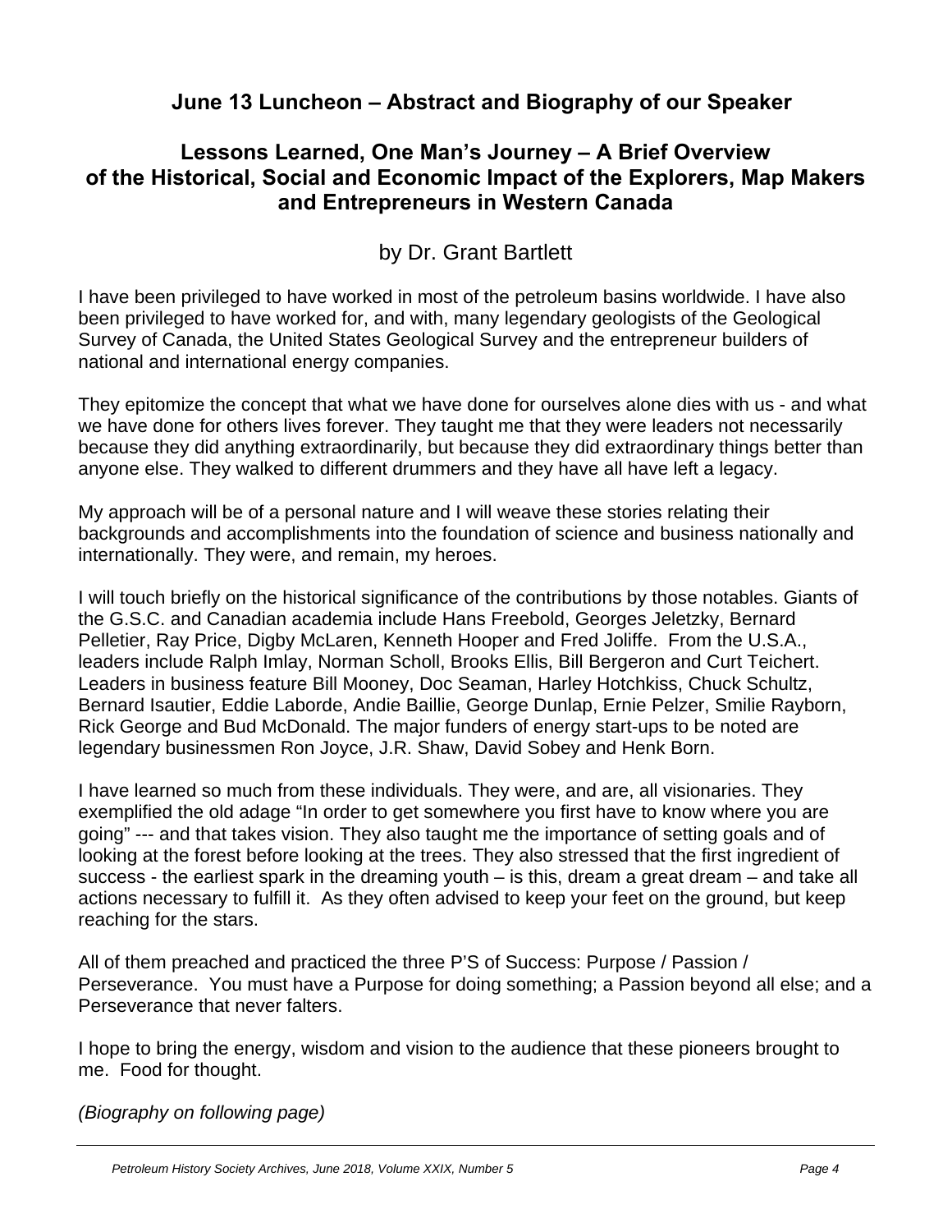## June 13 Luncheon – Abstract and Biography of our Speaker

## Lessons Learned, One Man's Journey – A Brief Overview of the Historical, Social and Economic Impact of the Explorers, Map Makers and Entrepreneurs in Western Canada

by Dr. Grant Bartlett

I have been privileged to have worked in most of the petroleum basins worldwide. I have also been privileged to have worked for, and with, many legendary geologists of the Geological Survey of Canada, the United States Geological Survey and the entrepreneur builders of national and international energy companies.

They epitomize the concept that what we have done for ourselves alone dies with us - and what we have done for others lives forever. They taught me that they were leaders not necessarily because they did anything extraordinarily, but because they did extraordinary things better than anyone else. They walked to different drummers and they have all have left a legacy.

My approach will be of a personal nature and I will weave these stories relating their backgrounds and accomplishments into the foundation of science and business nationally and internationally. They were, and remain, my heroes.

I will touch briefly on the historical significance of the contributions by those notables. Giants of the G.S.C. and Canadian academia include Hans Freebold, Georges Jeletzky, Bernard Pelletier, Ray Price, Digby McLaren, Kenneth Hooper and Fred Joliffe. From the U.S.A., leaders include Ralph Imlay, Norman Scholl, Brooks Ellis, Bill Bergeron and Curt Teichert. Leaders in business feature Bill Mooney, Doc Seaman, Harley Hotchkiss, Chuck Schultz, Bernard Isautier, Eddie Laborde, Andie Baillie, George Dunlap, Ernie Pelzer, Smilie Rayborn, Rick George and Bud McDonald. The major funders of energy start-ups to be noted are legendary businessmen Ron Joyce, J.R. Shaw, David Sobey and Henk Born.

I have learned so much from these individuals. They were, and are, all visionaries. They exemplified the old adage "In order to get somewhere you first have to know where you are going" --- and that takes vision. They also taught me the importance of setting goals and of looking at the forest before looking at the trees. They also stressed that the first ingredient of success - the earliest spark in the dreaming youth – is this, dream a great dream – and take all actions necessary to fulfill it. As they often advised to keep your feet on the ground, but keep reaching for the stars.

All of them preached and practiced the three P'S of Success: Purpose / Passion / Perseverance. You must have a Purpose for doing something; a Passion beyond all else; and a Perseverance that never falters.

I hope to bring the energy, wisdom and vision to the audience that these pioneers brought to me. Food for thought.

*(Biography on following page)*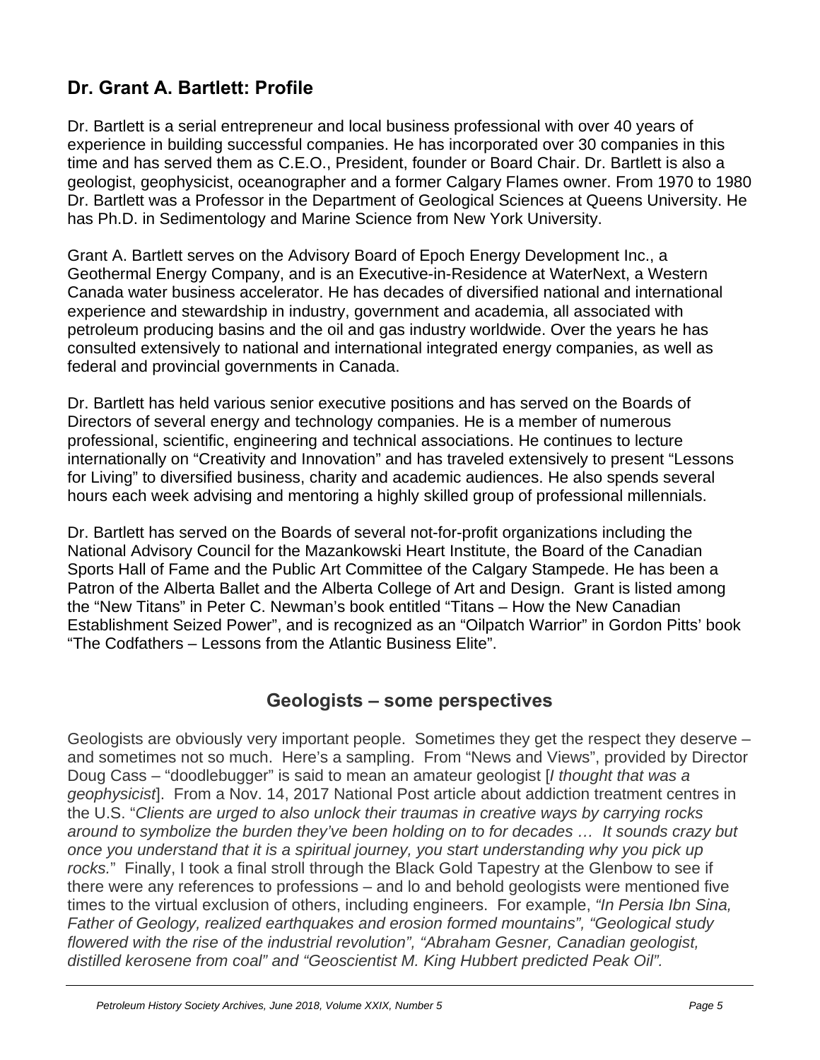## Dr. Grant A. Bartlett: Profile

Dr. Bartlett is a serial entrepreneur and local business professional with over 40 years of experience in building successful companies. He has incorporated over 30 companies in this time and has served them as C.E.O., President, founder or Board Chair. Dr. Bartlett is also a geologist, geophysicist, oceanographer and a former Calgary Flames owner. From 1970 to 1980 Dr. Bartlett was a Professor in the Department of Geological Sciences at Queens University. He has Ph.D. in Sedimentology and Marine Science from New York University.

Grant A. Bartlett serves on the Advisory Board of Epoch Energy Development Inc., a Geothermal Energy Company, and is an Executive-in-Residence at WaterNext, a Western Canada water business accelerator. He has decades of diversified national and international experience and stewardship in industry, government and academia, all associated with petroleum producing basins and the oil and gas industry worldwide. Over the years he has consulted extensively to national and international integrated energy companies, as well as federal and provincial governments in Canada.

Dr. Bartlett has held various senior executive positions and has served on the Boards of Directors of several energy and technology companies. He is a member of numerous professional, scientific, engineering and technical associations. He continues to lecture internationally on "Creativity and Innovation" and has traveled extensively to present "Lessons for Living" to diversified business, charity and academic audiences. He also spends several hours each week advising and mentoring a highly skilled group of professional millennials.

Dr. Bartlett has served on the Boards of several not-for-profit organizations including the National Advisory Council for the Mazankowski Heart Institute, the Board of the Canadian Sports Hall of Fame and the Public Art Committee of the Calgary Stampede. He has been a Patron of the Alberta Ballet and the Alberta College of Art and Design. Grant is listed among the "New Titans" in Peter C. Newman's book entitled "Titans – How the New Canadian Establishment Seized Power", and is recognized as an "Oilpatch Warrior" in Gordon Pitts' book "The Codfathers – Lessons from the Atlantic Business Elite".

## Geologists – some perspectives

Geologists are obviously very important people. Sometimes they get the respect they deserve – and sometimes not so much. Here's a sampling. From "News and Views", provided by Director Doug Cass – "doodlebugger" is said to mean an amateur geologist [*I thought that was a geophysicist*]. From a Nov. 14, 2017 National Post article about addiction treatment centres in the U.S. "*Clients are urged to also unlock their traumas in creative ways by carrying rocks around to symbolize the burden they've been holding on to for decades … It sounds crazy but once you understand that it is a spiritual journey, you start understanding why you pick up rocks.*" Finally, I took a final stroll through the Black Gold Tapestry at the Glenbow to see if there were any references to professions – and lo and behold geologists were mentioned five times to the virtual exclusion of others, including engineers. For example, *"In Persia Ibn Sina, Father of Geology, realized earthquakes and erosion formed mountains", "Geological study flowered with the rise of the industrial revolution", "Abraham Gesner, Canadian geologist, distilled kerosene from coal" and "Geoscientist M. King Hubbert predicted Peak Oil".*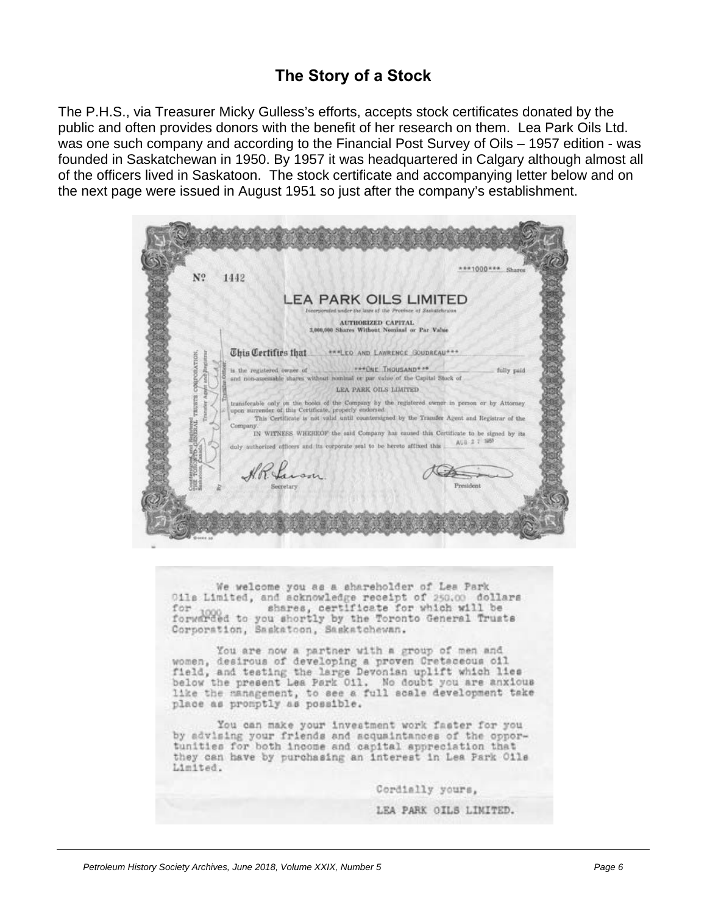## The Story of a Stock

The P.H.S., via Treasurer Micky Gulless's efforts, accepts stock certificates donated by the public and often provides donors with the benefit of her research on them. Lea Park Oils Ltd. was one such company and according to the Financial Post Survey of Oils – 1957 edition - was founded in Saskatchewan in 1950. By 1957 it was headquartered in Calgary although almost all of the officers lived in Saskatoon. The stock certificate and accompanying letter below and on the next page were issued in August 1951 so just after the company's establishment.

No 1442

***1000*** Shares

LEA PARK OILS LIMITED

Incorporated under the laws of the Province of Saskatchewan

AUTHORIZED CAPITAL
3,000,000 Shares Without Nominal or Par Value

This Certifies that ***LEO AND LAWRENCE GOUDREAU***

is the registered owner of ***ONE THOUSAND*** fully paid and non-assessable shares without nominal or par value of the Capital Stock of

LEA PARK OILS LIMITED

transferable only on the books of the Company by the registered owner in person or by Attorney upon surrender of this Certificate, properly endorsed.

This Certificate is not valid until countersigned by the Transfer Agent and Registrar of the Company.

IN WITNESS WHEREOF the said Company has caused this Certificate to be signed by its duly authorized officers and its corporate seal to be hereto affixed this AUG 27 1951

Secretary

President

Countersigned and Registered THE TORONTO GENERAL TRUSTS CORPORATION, Saskatoon, Canada. Transfer Agent and Registrar

By Transfer Officer

We welcome you as a shareholder of Lea Park Oils Limited, and acknowledge receipt of 250.00 dollars for 1000 shares, certificate for which will be forwarded to you shortly by the Toronto General Trusts Corporation, Saskatoon, Saskatchewan.

You are now a partner with a group of men and women, desirous of developing a proven Cretaceous oil field, and testing the large Devonian uplift which lies below the present Lea Park Oil. No doubt you are anxious like the management, to see a full scale development take place as promptly as possible.

You can make your investment work faster for you by advising your friends and acquaintances of the opportunities for both income and capital appreciation that they can have by purchasing an interest in Lea Park Oils Limited.

Cordially yours,

LEA PARK OILS LIMITED.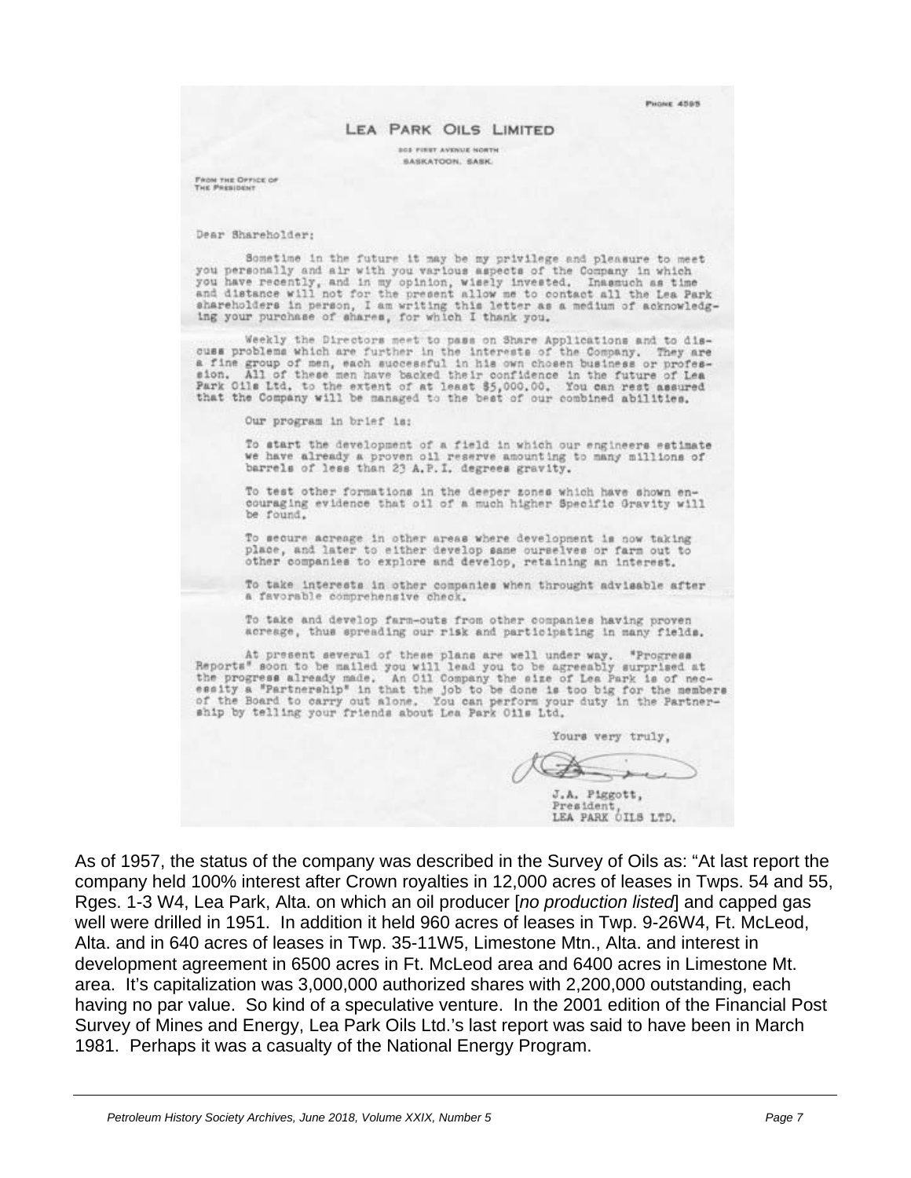PHONE 4595

# LEA PARK OILS LIMITED

303 FIRST AVENUE NORTH
SASKATOON, SASK.

FROM THE OFFICE OF
THE PRESIDENT

Dear Shareholder:

Sometime in the future it may be my privilege and pleasure to meet you personally and air with you various aspects of the Company in which you have recently, and in my opinion, wisely invested. Inasmuch as time and distance will not for the present allow me to contact all the Lea Park shareholders in person, I am writing this letter as a medium of acknowledging your purchase of shares, for which I thank you.

Weekly the Directors meet to pass on Share Applications and to discuss problems which are further in the interests of the Company. They are a fine group of men, each successful in his own chosen business or profession. All of these men have backed their confidence in the future of Lea Park Oils Ltd. to the extent of at least $5,000.00. You can rest assured that the Company will be managed to the best of our combined abilities.

Our program in brief is:

To start the development of a field in which our engineers estimate we have already a proven oil reserve amounting to many millions of barrels of less than 23 A.P.I. degrees gravity.

To test other formations in the deeper zones which have shown encouraging evidence that oil of a much higher Specific Gravity will be found.

To secure acreage in other areas where development is now taking place, and later to either develop same ourselves or farm out to other companies to explore and develop, retaining an interest.

To take interests in other companies when throught advisable after a favorable comprehensive check.

To take and develop farm-outs from other companies having proven acreage, thus spreading our risk and participating in many fields.

At present several of these plans are well under way. "Progress Reports" soon to be mailed you will lead you to be agreeably surprised at the progress already made. An Oil Company the size of Lea Park is of necessity a "Partnership" in that the job to be done is too big for the members of the Board to carry out alone. You can perform your duty in the Partnership by telling your friends about Lea Park Oils Ltd.

Yours very truly,

J.A. Piggott,
President,
LEA PARK OILS LTD.

As of 1957, the status of the company was described in the Survey of Oils as: "At last report the company held 100% interest after Crown royalties in 12,000 acres of leases in Twps. 54 and 55, Rges. 1-3 W4, Lea Park, Alta. on which an oil producer [*no production listed*] and capped gas well were drilled in 1951. In addition it held 960 acres of leases in Twp. 9-26W4, Ft. McLeod, Alta. and in 640 acres of leases in Twp. 35-11W5, Limestone Mtn., Alta. and interest in development agreement in 6500 acres in Ft. McLeod area and 6400 acres in Limestone Mt. area. It's capitalization was 3,000,000 authorized shares with 2,200,000 outstanding, each having no par value. So kind of a speculative venture. In the 2001 edition of the Financial Post Survey of Mines and Energy, Lea Park Oils Ltd.'s last report was said to have been in March 1981. Perhaps it was a casualty of the National Energy Program.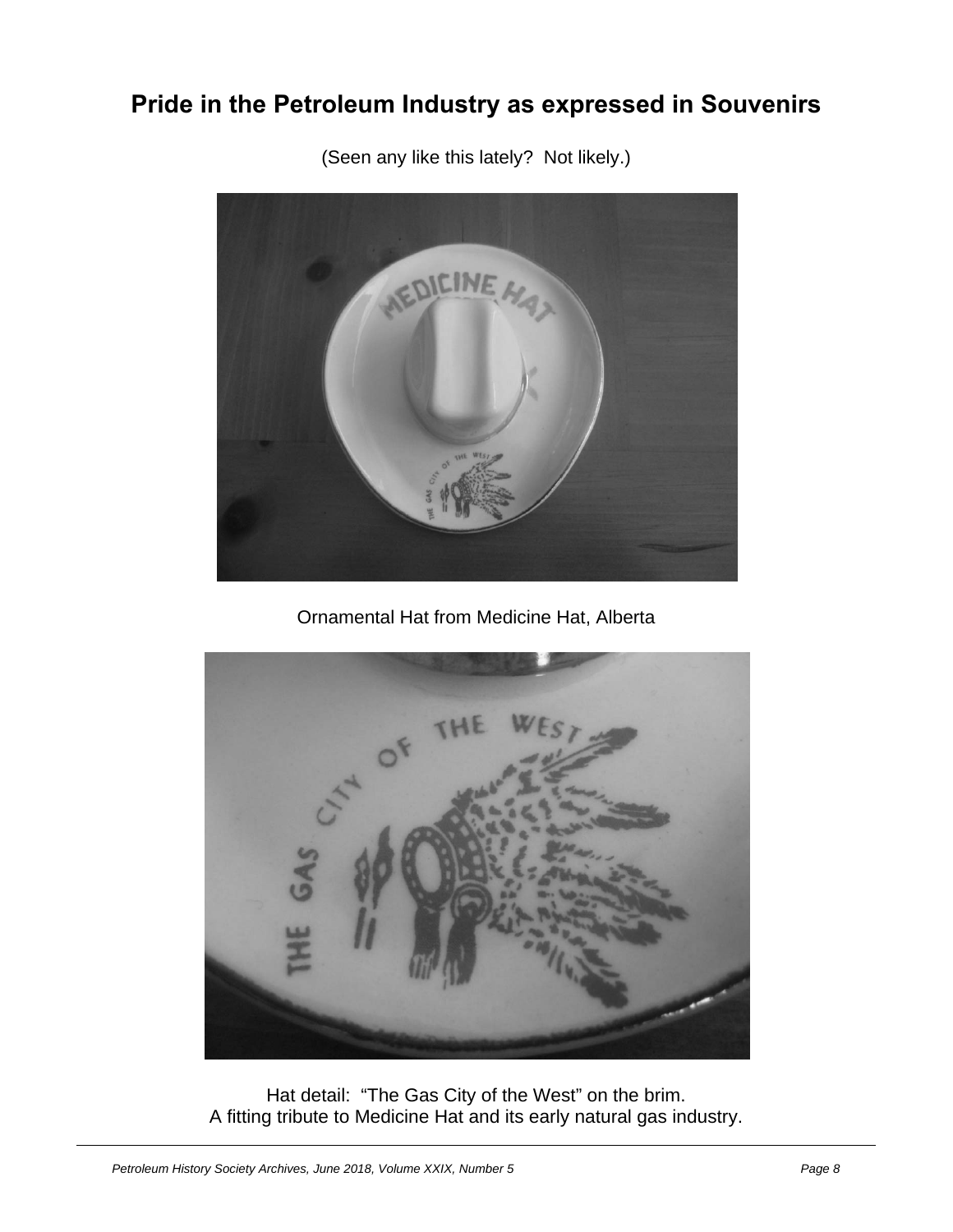# Pride in the Petroleum Industry as expressed in Souvenirs

(Seen any like this lately? Not likely.)

Ornamental Hat from Medicine Hat, Alberta

Hat detail: "The Gas City of the West" on the brim.
A fitting tribute to Medicine Hat and its early natural gas industry.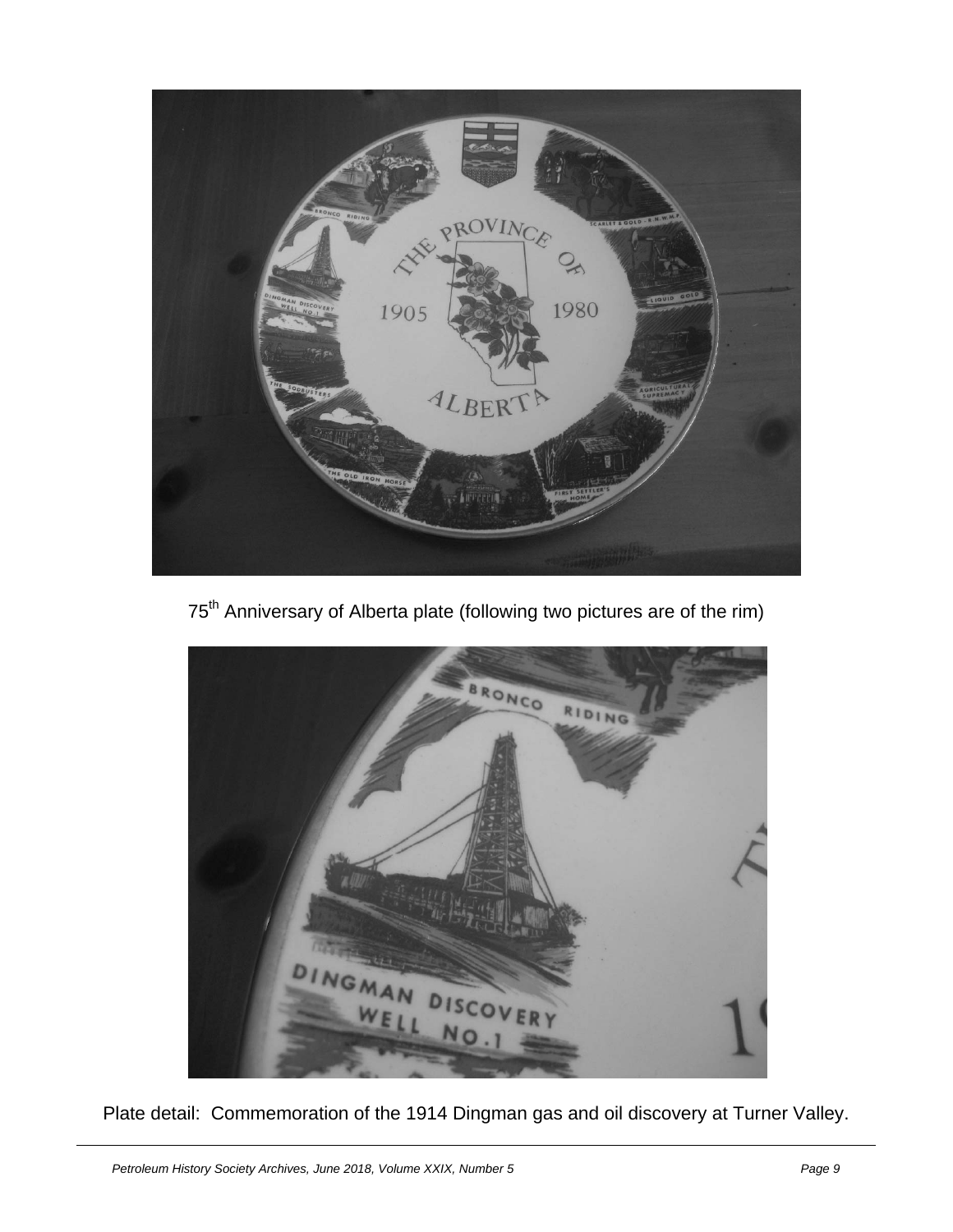75th Anniversary of Alberta plate (following two pictures are of the rim)

Plate detail: Commemoration of the 1914 Dingman gas and oil discovery at Turner Valley.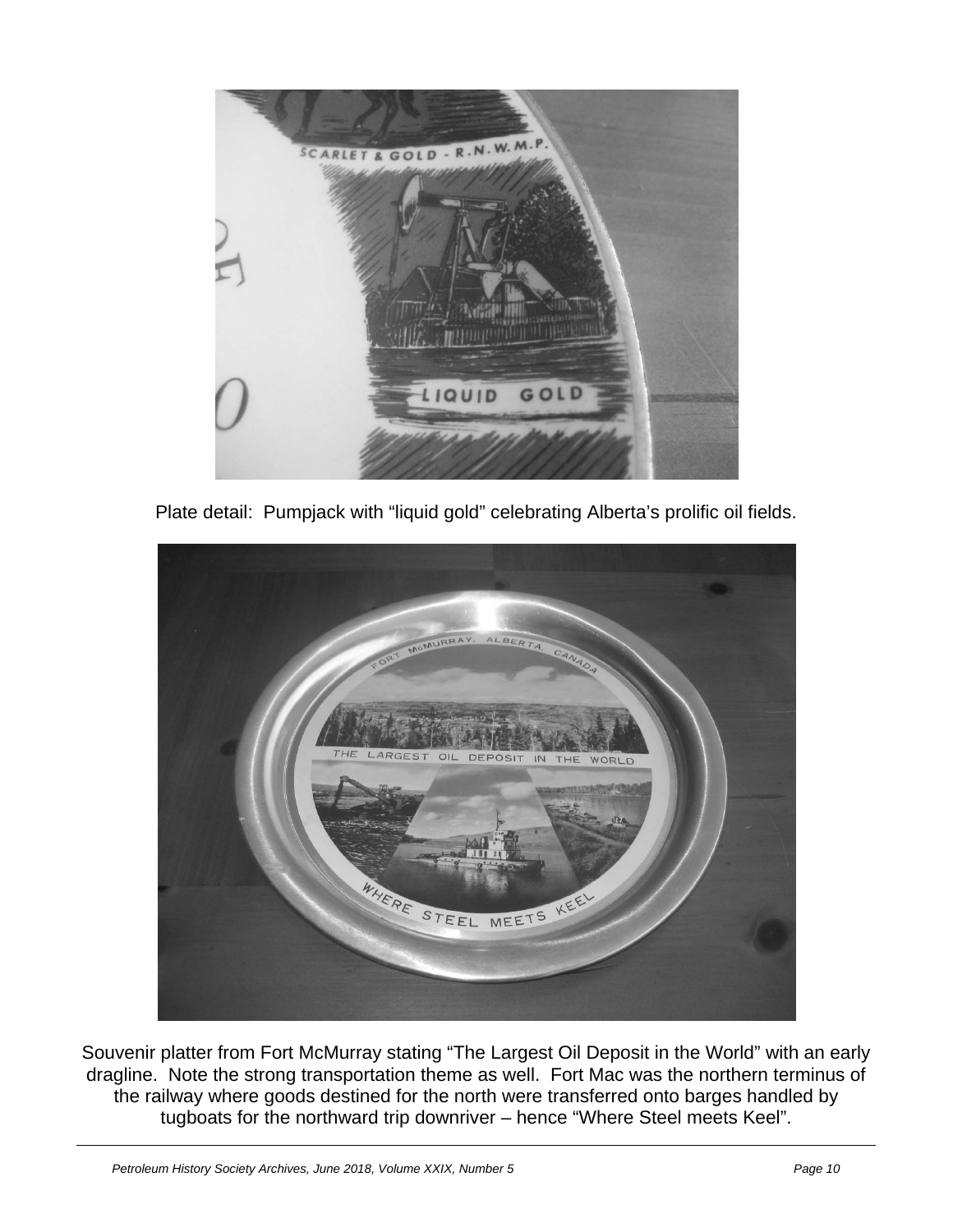Plate detail: Pumpjack with “liquid gold” celebrating Alberta’s prolific oil fields.

Souvenir platter from Fort McMurray stating “The Largest Oil Deposit in the World” with an early dragline. Note the strong transportation theme as well. Fort Mac was the northern terminus of the railway where goods destined for the north were transferred onto barges handled by tugboats for the northward trip downriver – hence “Where Steel meets Keel”.